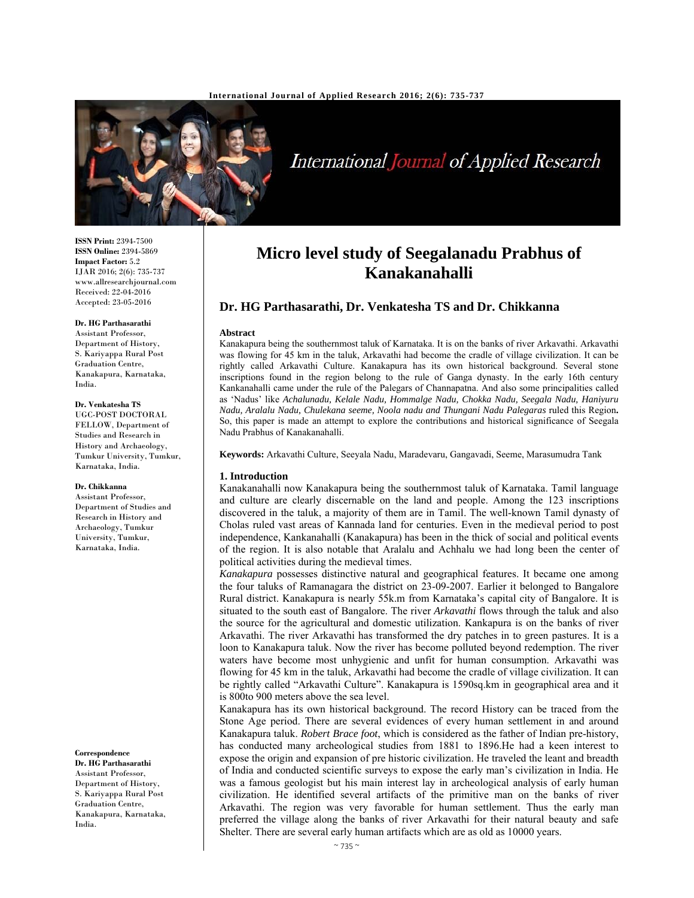# Micro level study of Seegalanadu Prabhus of Kanakanahalli

**Dr. HG Parthasarathi, Dr. Venkatesha TS and Dr. Chikkanna**

**ISSN Print:** 2394-7500
**ISSN Online:** 2394-5869
**Impact Factor:** 5.2
IJAR 2016; 2(6): 735-737
www.allresearchjournal.com
Received: 22-04-2016
Accepted: 23-05-2016

**Dr. HG Parthasarathi**
Assistant Professor, Department of History, S. Kariyappa Rural Post Graduation Centre, Kanakapura, Karnataka, India.

**Dr. Venkatesha TS**
UGC-POST DOCTORAL FELLOW, Department of Studies and Research in History and Archaeology, Tumkur University, Tumkur, Karnataka, India.

**Dr. Chikkanna**
Assistant Professor, Department of Studies and Research in History and Archaeology, Tumkur University, Tumkur, Karnataka, India.

**Correspondence**
**Dr. HG Parthasarathi**
Assistant Professor, Department of History, S. Kariyappa Rural Post Graduation Centre, Kanakapura, Karnataka, India.

## Abstract

Kanakapura being the southernmost taluk of Karnataka. It is on the banks of river Arkavathi. Arkavathi was flowing for 45 km in the taluk, Arkavathi had become the cradle of village civilization. It can be rightly called Arkavathi Culture. Kanakapura has its own historical background. Several stone inscriptions found in the region belong to the rule of Ganga dynasty. In the early 16th century Kankanahalli came under the rule of the Palegars of Channapatna. And also some principalities called as 'Nadus' like *Achalunadu, Kelale Nadu, Hommalge Nadu, Chokka Nadu, Seegala Nadu, Haniyuru Nadu, Aralalu Nadu, Chulekana seeme, Noola nadu and Thungani Nadu Palegaras* ruled this Region**.** So, this paper is made an attempt to explore the contributions and historical significance of Seegala Nadu Prabhus of Kanakanahalli.

**Keywords:** Arkavathi Culture, Seeyala Nadu, Maradevaru, Gangavadi, Seeme, Marasumudra Tank

## 1. Introduction

Kanakanahalli now Kanakapura being the southernmost taluk of Karnataka. Tamil language and culture are clearly discernable on the land and people. Among the 123 inscriptions discovered in the taluk, a majority of them are in Tamil. The well-known Tamil dynasty of Cholas ruled vast areas of Kannada land for centuries. Even in the medieval period to post independence, Kankanahalli (Kanakapura) has been in the thick of social and political events of the region. It is also notable that Aralalu and Achhalu we had long been the center of political activities during the medieval times.

*Kanakapura* possesses distinctive natural and geographical features. It became one among the four taluks of Ramanagara the district on 23-09-2007. Earlier it belonged to Bangalore Rural district. Kanakapura is nearly 55k.m from Karnataka's capital city of Bangalore. It is situated to the south east of Bangalore. The river *Arkavathi* flows through the taluk and also the source for the agricultural and domestic utilization. Kankapura is on the banks of river Arkavathi. The river Arkavathi has transformed the dry patches in to green pastures. It is a loon to Kanakapura taluk. Now the river has become polluted beyond redemption. The river waters have become most unhygienic and unfit for human consumption. Arkavathi was flowing for 45 km in the taluk, Arkavathi had become the cradle of village civilization. It can be rightly called "Arkavathi Culture". Kanakapura is 1590sq.km in geographical area and it is 800to 900 meters above the sea level.

Kanakapura has its own historical background. The record History can be traced from the Stone Age period. There are several evidences of every human settlement in and around Kanakapura taluk. *Robert Brace foot*, which is considered as the father of Indian pre-history, has conducted many archeological studies from 1881 to 1896.He had a keen interest to expose the origin and expansion of pre historic civilization. He traveled the leant and breadth of India and conducted scientific surveys to expose the early man's civilization in India. He was a famous geologist but his main interest lay in archeological analysis of early human civilization. He identified several artifacts of the primitive man on the banks of river Arkavathi. The region was very favorable for human settlement. Thus the early man preferred the village along the banks of river Arkavathi for their natural beauty and safe Shelter. There are several early human artifacts which are as old as 10000 years.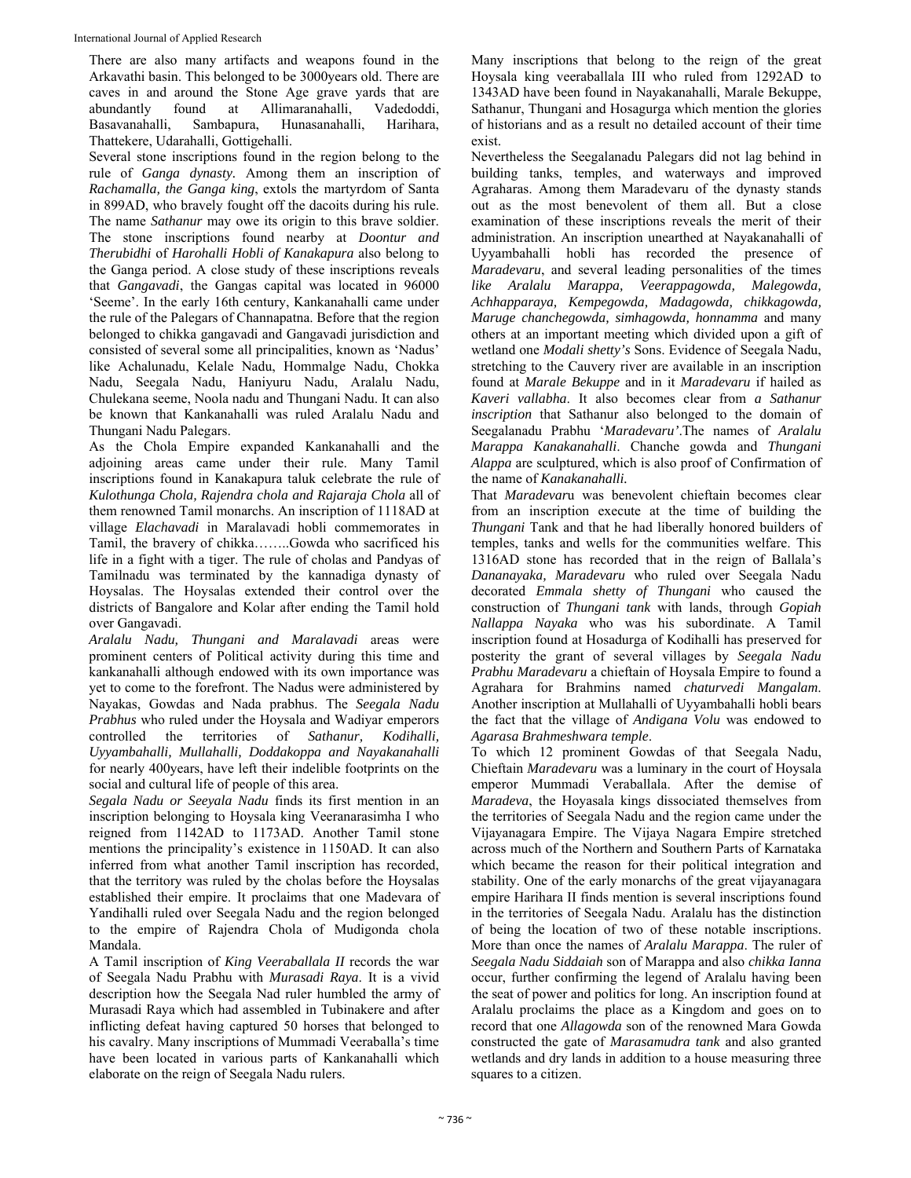There are also many artifacts and weapons found in the Arkavathi basin. This belonged to be 3000years old. There are caves in and around the Stone Age grave yards that are abundantly found at Allimaranahalli, Vadedoddi, Basavanahalli, Sambapura, Hunasanahalli, Harihara, Thattekere, Udarahalli, Gottigehalli.

Several stone inscriptions found in the region belong to the rule of *Ganga dynasty.* Among them an inscription of *Rachamalla, the Ganga king*, extols the martyrdom of Santa in 899AD, who bravely fought off the dacoits during his rule. The name *Sathanur* may owe its origin to this brave soldier. The stone inscriptions found nearby at *Doontur and Therubidhi* of *Harohalli Hobli of Kanakapura* also belong to the Ganga period. A close study of these inscriptions reveals that *Gangavadi*, the Gangas capital was located in 96000 'Seeme'. In the early 16th century, Kankanahalli came under the rule of the Palegars of Channapatna. Before that the region belonged to chikka gangavadi and Gangavadi jurisdiction and consisted of several some all principalities, known as 'Nadus' like Achalunadu, Kelale Nadu, Hommalge Nadu, Chokka Nadu, Seegala Nadu, Haniyuru Nadu, Aralalu Nadu, Chulekana seeme, Noola nadu and Thungani Nadu. It can also be known that Kankanahalli was ruled Aralalu Nadu and Thungani Nadu Palegars.

As the Chola Empire expanded Kankanahalli and the adjoining areas came under their rule. Many Tamil inscriptions found in Kanakapura taluk celebrate the rule of *Kulothunga Chola, Rajendra chola and Rajaraja Chola* all of them renowned Tamil monarchs. An inscription of 1118AD at village *Elachavadi* in Maralavadi hobli commemorates in Tamil, the bravery of chikka……..Gowda who sacrificed his life in a fight with a tiger. The rule of cholas and Pandyas of Tamilnadu was terminated by the kannadiga dynasty of Hoysalas. The Hoysalas extended their control over the districts of Bangalore and Kolar after ending the Tamil hold over Gangavadi.

*Aralalu Nadu, Thungani and Maralavadi* areas were prominent centers of Political activity during this time and kankanahalli although endowed with its own importance was yet to come to the forefront. The Nadus were administered by Nayakas, Gowdas and Nada prabhus. The *Seegala Nadu Prabhus* who ruled under the Hoysala and Wadiyar emperors controlled the territories of *Sathanur, Kodihalli, Uyyambahalli, Mullahalli, Doddakoppa and Nayakanahalli* for nearly 400years, have left their indelible footprints on the social and cultural life of people of this area.

*Segala Nadu or Seeyala Nadu* finds its first mention in an inscription belonging to Hoysala king Veeranarasimha I who reigned from 1142AD to 1173AD. Another Tamil stone mentions the principality's existence in 1150AD. It can also inferred from what another Tamil inscription has recorded, that the territory was ruled by the cholas before the Hoysalas established their empire. It proclaims that one Madevara of Yandihalli ruled over Seegala Nadu and the region belonged to the empire of Rajendra Chola of Mudigonda chola Mandala.

A Tamil inscription of *King Veeraballala II* records the war of Seegala Nadu Prabhu with *Murasadi Raya*. It is a vivid description how the Seegala Nad ruler humbled the army of Murasadi Raya which had assembled in Tubinakere and after inflicting defeat having captured 50 horses that belonged to his cavalry. Many inscriptions of Mummadi Veeraballa's time have been located in various parts of Kankanahalli which elaborate on the reign of Seegala Nadu rulers.

Many inscriptions that belong to the reign of the great Hoysala king veeraballala III who ruled from 1292AD to 1343AD have been found in Nayakanahalli, Marale Bekuppe, Sathanur, Thungani and Hosagurga which mention the glories of historians and as a result no detailed account of their time exist.

Nevertheless the Seegalanadu Palegars did not lag behind in building tanks, temples, and waterways and improved Agraharas. Among them Maradevaru of the dynasty stands out as the most benevolent of them all. But a close examination of these inscriptions reveals the merit of their administration. An inscription unearthed at Nayakanahalli of Uyyambahalli hobli has recorded the presence of *Maradevaru*, and several leading personalities of the times *like Aralalu Marappa, Veerappagowda, Malegowda, Achhapparaya, Kempegowda, Madagowda, chikkagowda, Maruge chanchegowda, simhagowda, honnamma* and many others at an important meeting which divided upon a gift of wetland one *Modali shetty's* Sons. Evidence of Seegala Nadu, stretching to the Cauvery river are available in an inscription found at *Marale Bekuppe* and in it *Maradevaru* if hailed as *Kaveri vallabha*. It also becomes clear from *a Sathanur inscription* that Sathanur also belonged to the domain of Seegalanadu Prabhu '*Maradevaru'*.The names of *Aralalu Marappa Kanakanahalli*. Chanche gowda and *Thungani Alappa* are sculptured, which is also proof of Confirmation of the name of *Kanakanahalli.*

That *Maradevar*u was benevolent chieftain becomes clear from an inscription execute at the time of building the *Thungani* Tank and that he had liberally honored builders of temples, tanks and wells for the communities welfare. This 1316AD stone has recorded that in the reign of Ballala's *Dananayaka, Maradevaru* who ruled over Seegala Nadu decorated *Emmala shetty of Thungani* who caused the construction of *Thungani tank* with lands, through *Gopiah Nallappa Nayaka* who was his subordinate. A Tamil inscription found at Hosadurga of Kodihalli has preserved for posterity the grant of several villages by *Seegala Nadu Prabhu Maradevaru* a chieftain of Hoysala Empire to found a Agrahara for Brahmins named *chaturvedi Mangalam*. Another inscription at Mullahalli of Uyyambahalli hobli bears the fact that the village of *Andigana Volu* was endowed to *Agarasa Brahmeshwara temple*.

To which 12 prominent Gowdas of that Seegala Nadu, Chieftain *Maradevaru* was a luminary in the court of Hoysala emperor Mummadi Veraballala. After the demise of *Maradeva*, the Hoyasala kings dissociated themselves from the territories of Seegala Nadu and the region came under the Vijayanagara Empire. The Vijaya Nagara Empire stretched across much of the Northern and Southern Parts of Karnataka which became the reason for their political integration and stability. One of the early monarchs of the great vijayanagara empire Harihara II finds mention is several inscriptions found in the territories of Seegala Nadu. Aralalu has the distinction of being the location of two of these notable inscriptions. More than once the names of *Aralalu Marappa*. The ruler of *Seegala Nadu Siddaiah* son of Marappa and also *chikka Ianna* occur, further confirming the legend of Aralalu having been the seat of power and politics for long. An inscription found at Aralalu proclaims the place as a Kingdom and goes on to record that one *Allagowda* son of the renowned Mara Gowda constructed the gate of *Marasamudra tank* and also granted wetlands and dry lands in addition to a house measuring three squares to a citizen.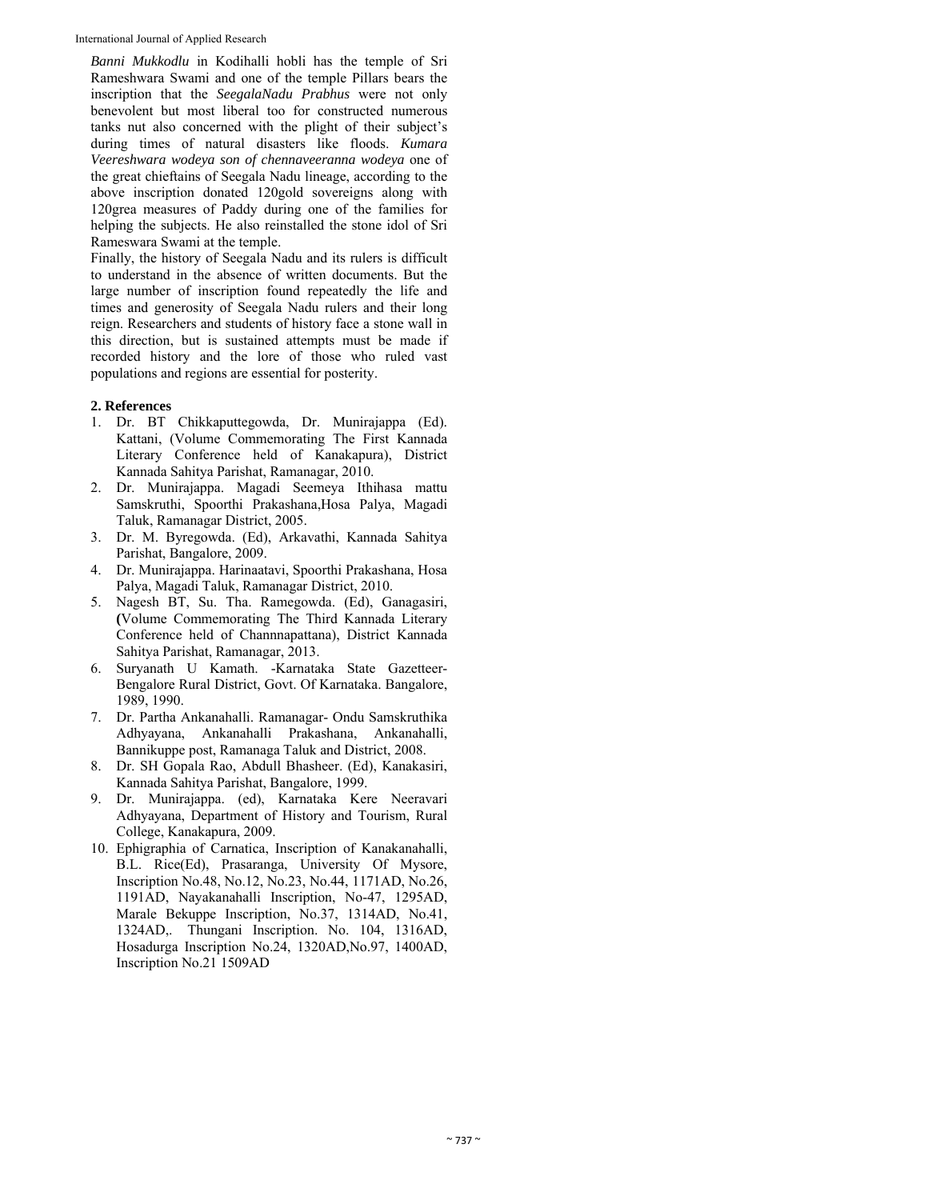*Banni Mukkodlu* in Kodihalli hobli has the temple of Sri Rameshwara Swami and one of the temple Pillars bears the inscription that the *SeegalaNadu Prabhus* were not only benevolent but most liberal too for constructed numerous tanks nut also concerned with the plight of their subject's during times of natural disasters like floods. *Kumara Veereshwara wodeya son of chennaveeranna wodeya* one of the great chieftains of Seegala Nadu lineage, according to the above inscription donated 120gold sovereigns along with 120grea measures of Paddy during one of the families for helping the subjects. He also reinstalled the stone idol of Sri Rameswara Swami at the temple.

Finally, the history of Seegala Nadu and its rulers is difficult to understand in the absence of written documents. But the large number of inscription found repeatedly the life and times and generosity of Seegala Nadu rulers and their long reign. Researchers and students of history face a stone wall in this direction, but is sustained attempts must be made if recorded history and the lore of those who ruled vast populations and regions are essential for posterity.

## 2. References

1. Dr. BT Chikkaputtegowda, Dr. Munirajappa (Ed). Kattani, (Volume Commemorating The First Kannada Literary Conference held of Kanakapura), District Kannada Sahitya Parishat, Ramanagar, 2010.
2. Dr. Munirajappa. Magadi Seemeya Ithihasa mattu Samskruthi, Spoorthi Prakashana,Hosa Palya, Magadi Taluk, Ramanagar District, 2005.
3. Dr. M. Byregowda. (Ed), Arkavathi, Kannada Sahitya Parishat, Bangalore, 2009.
4. Dr. Munirajappa. Harinaatavi, Spoorthi Prakashana, Hosa Palya, Magadi Taluk, Ramanagar District, 2010.
5. Nagesh BT, Su. Tha. Ramegowda. (Ed), Ganagasiri, **(**Volume Commemorating The Third Kannada Literary Conference held of Channnapattana), District Kannada Sahitya Parishat, Ramanagar, 2013.
6. Suryanath U Kamath. -Karnataka State Gazetteer- Bengalore Rural District, Govt. Of Karnataka. Bangalore, 1989, 1990.
7. Dr. Partha Ankanahalli. Ramanagar- Ondu Samskruthika Adhyayana, Ankanahalli Prakashana, Ankanahalli, Bannikuppe post, Ramanaga Taluk and District, 2008.
8. Dr. SH Gopala Rao, Abdull Bhasheer. (Ed), Kanakasiri, Kannada Sahitya Parishat, Bangalore, 1999.
9. Dr. Munirajappa. (ed), Karnataka Kere Neeravari Adhyayana, Department of History and Tourism, Rural College, Kanakapura, 2009.
10. Ephigraphia of Carnatica, Inscription of Kanakanahalli, B.L. Rice(Ed), Prasaranga, University Of Mysore, Inscription No.48, No.12, No.23, No.44, 1171AD, No.26, 1191AD, Nayakanahalli Inscription, No-47, 1295AD, Marale Bekuppe Inscription, No.37, 1314AD, No.41, 1324AD,. Thungani Inscription. No. 104, 1316AD, Hosadurga Inscription No.24, 1320AD,No.97, 1400AD, Inscription No.21 1509AD